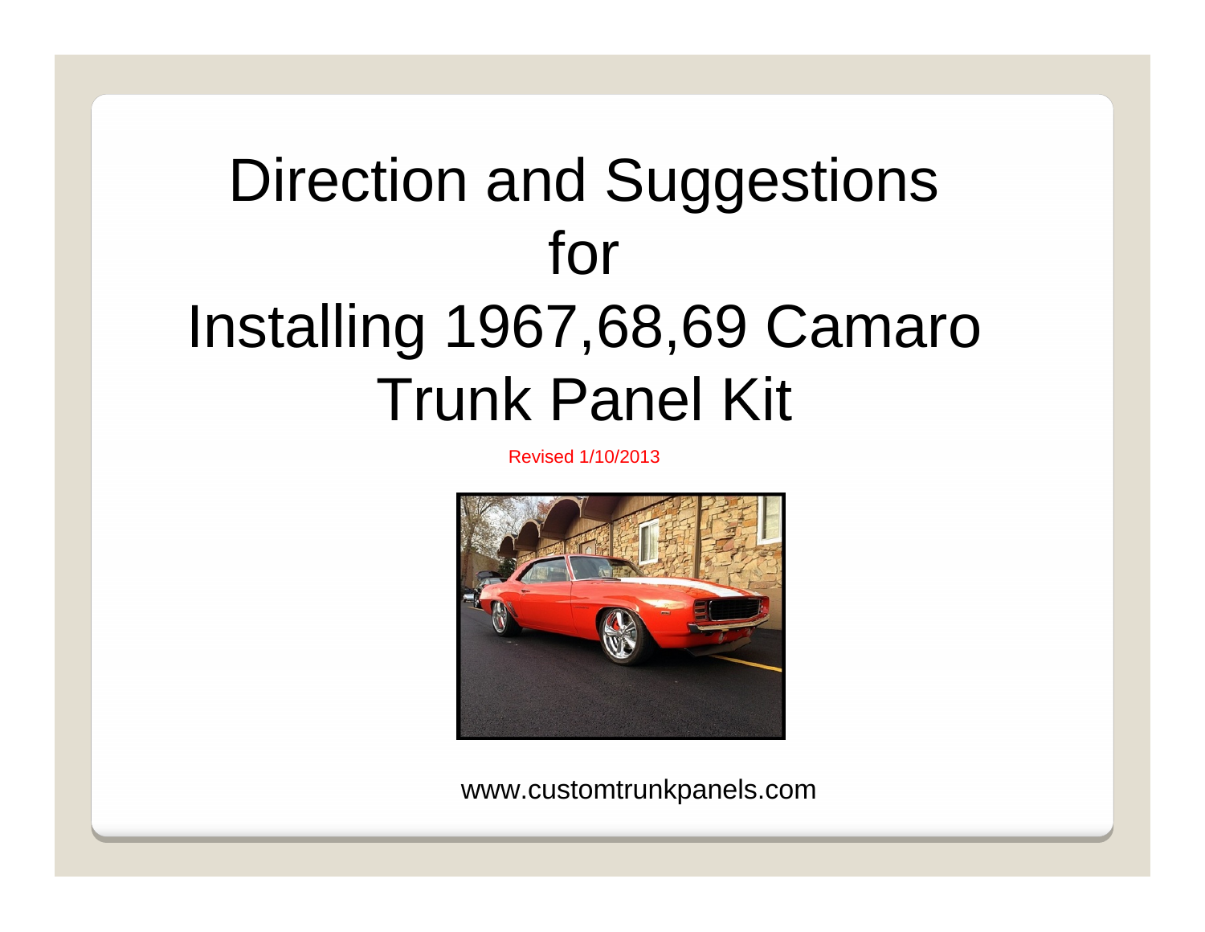# Direction and Suggestions for Installing 1967,68,69 Camaro Trunk Panel Kit

Revised 1/10/2013

www.customtrunkpanels.com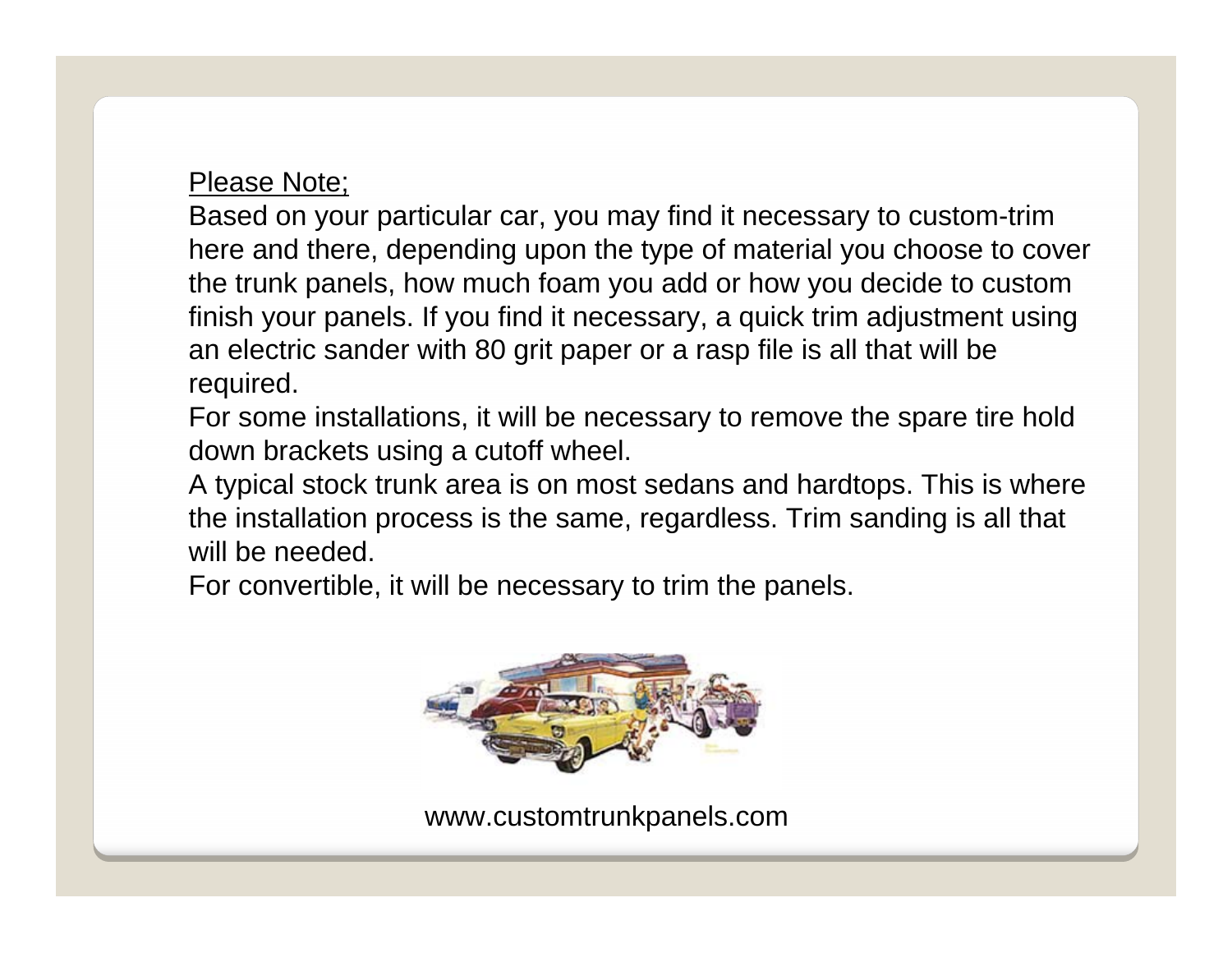Please Note;

Based on your particular car, you may find it necessary to custom-trim here and there, depending upon the type of material you choose to cover the trunk panels, how much foam you add or how you decide to custom finish your panels. If you find it necessary, a quick trim adjustment using an electric sander with 80 grit paper or a rasp file is all that will be required.

For some installations, it will be necessary to remove the spare tire hold down brackets using a cutoff wheel.

A typical stock trunk area is on most sedans and hardtops. This is where the installation process is the same, regardless. Trim sanding is all that will be needed.

For convertible, it will be necessary to trim the panels.

www.customtrunkpanels.com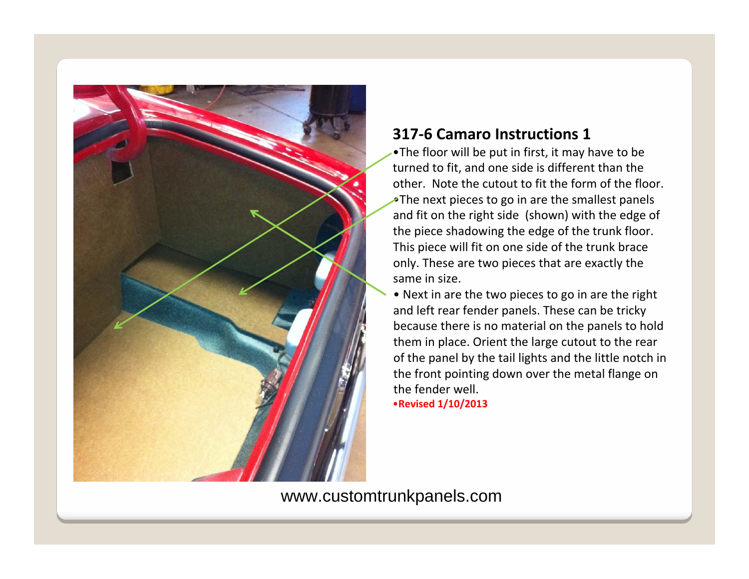## 317-6 Camaro Instructions 1

- The floor will be put in first, it may have to be turned to fit, and one side is different than the other. Note the cutout to fit the form of the floor.
- The next pieces to go in are the smallest panels and fit on the right side (shown) with the edge of the piece shadowing the edge of the trunk floor. This piece will fit on one side of the trunk brace only. These are two pieces that are exactly the same in size.
- Next in are the two pieces to go in are the right and left rear fender panels. These can be tricky because there is no material on the panels to hold them in place. Orient the large cutout to the rear of the panel by the tail lights and the little notch in the front pointing down over the metal flange on the fender well.

**•Revised 1/10/2013**

www.customtrunkpanels.com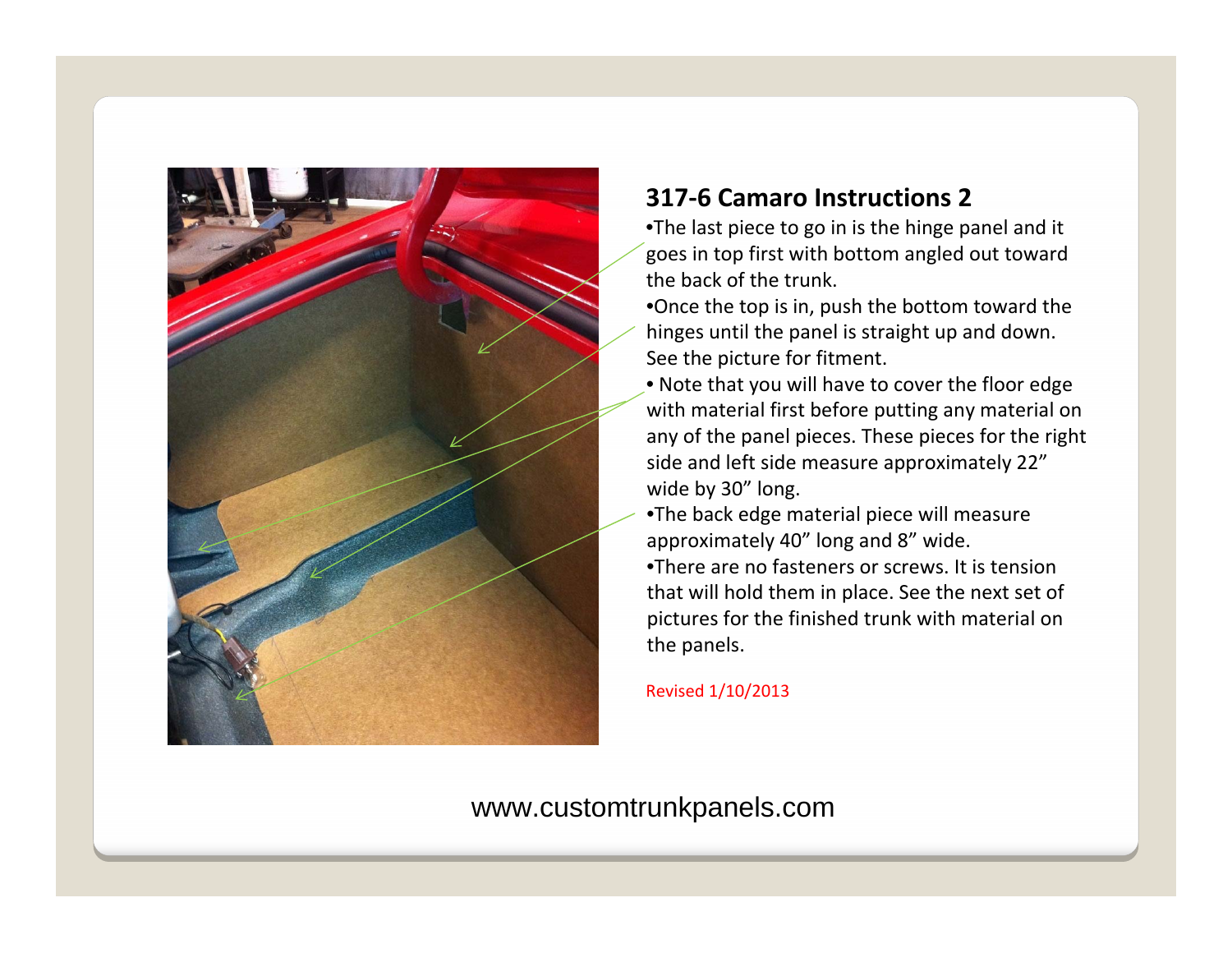## 317-6 Camaro Instructions 2

- The last piece to go in is the hinge panel and it goes in top first with bottom angled out toward the back of the trunk.
- Once the top is in, push the bottom toward the hinges until the panel is straight up and down. See the picture for fitment.
- Note that you will have to cover the floor edge with material first before putting any material on any of the panel pieces. These pieces for the right side and left side measure approximately 22" wide by 30" long.
- The back edge material piece will measure approximately 40" long and 8" wide.
- There are no fasteners or screws. It is tension that will hold them in place. See the next set of pictures for the finished trunk with material on the panels.

Revised 1/10/2013

www.customtrunkpanels.com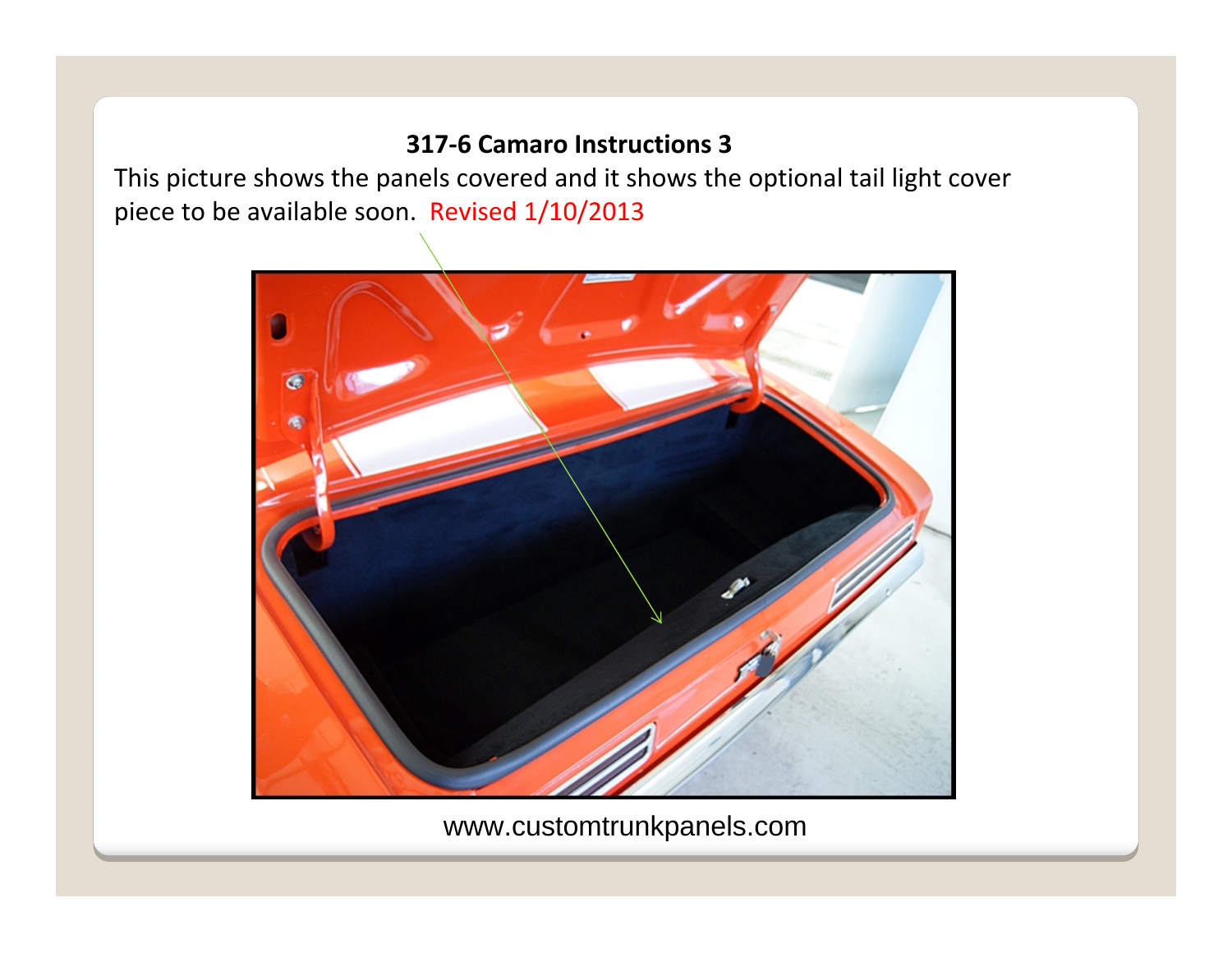**317-6 Camaro Instructions 3**

This picture shows the panels covered and it shows the optional tail light cover piece to be available soon. Revised 1/10/2013

www.customtrunkpanels.com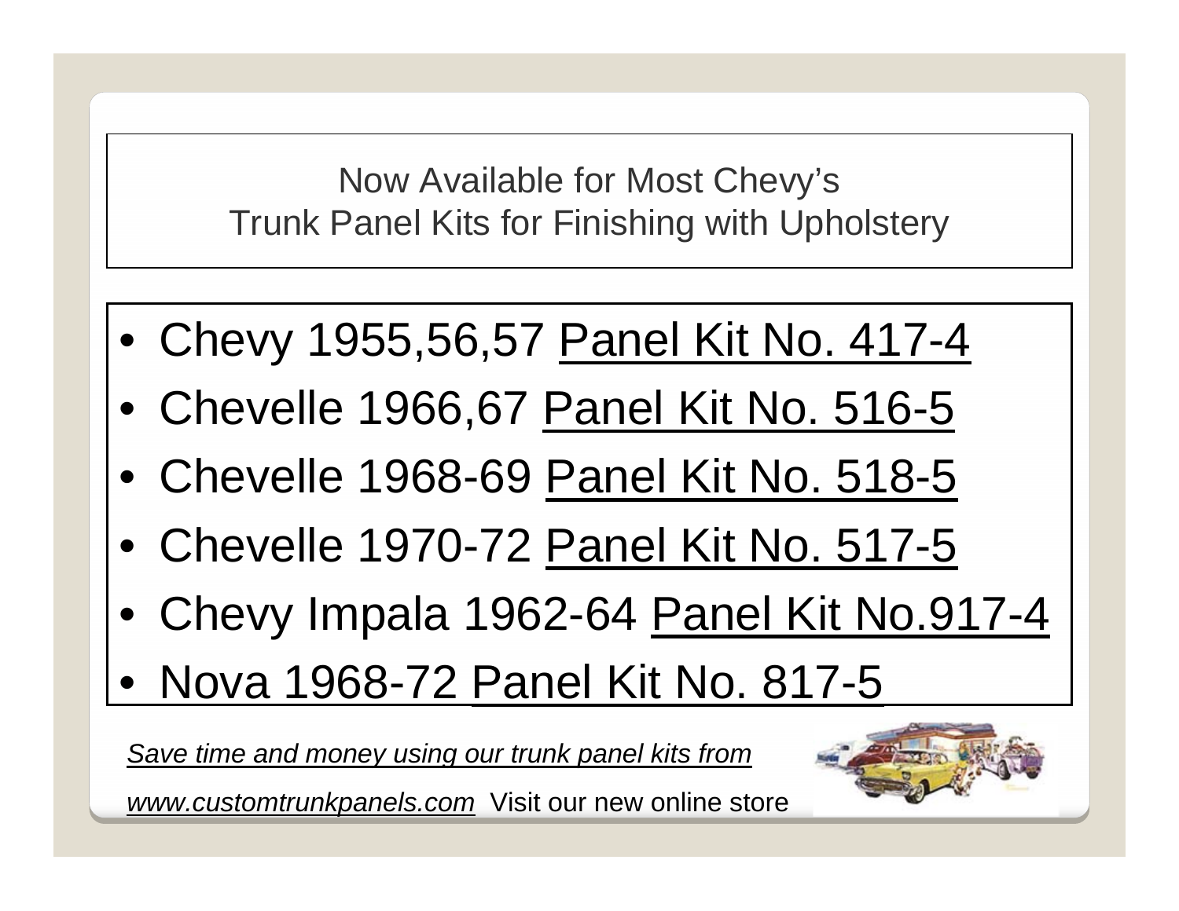Now Available for Most Chevy's
Trunk Panel Kits for Finishing with Upholstery

- Chevy 1955,56,57 Panel Kit No. 417-4
- Chevelle 1966,67 Panel Kit No. 516-5
- Chevelle 1968-69 Panel Kit No. 518-5
- Chevelle 1970-72 Panel Kit No. 517-5
- Chevy Impala 1962-64 Panel Kit No.917-4
- Nova 1968-72 Panel Kit No. 817-5

*Save time and money using our trunk panel kits from*

*www.customtrunkpanels.com* Visit our new online store